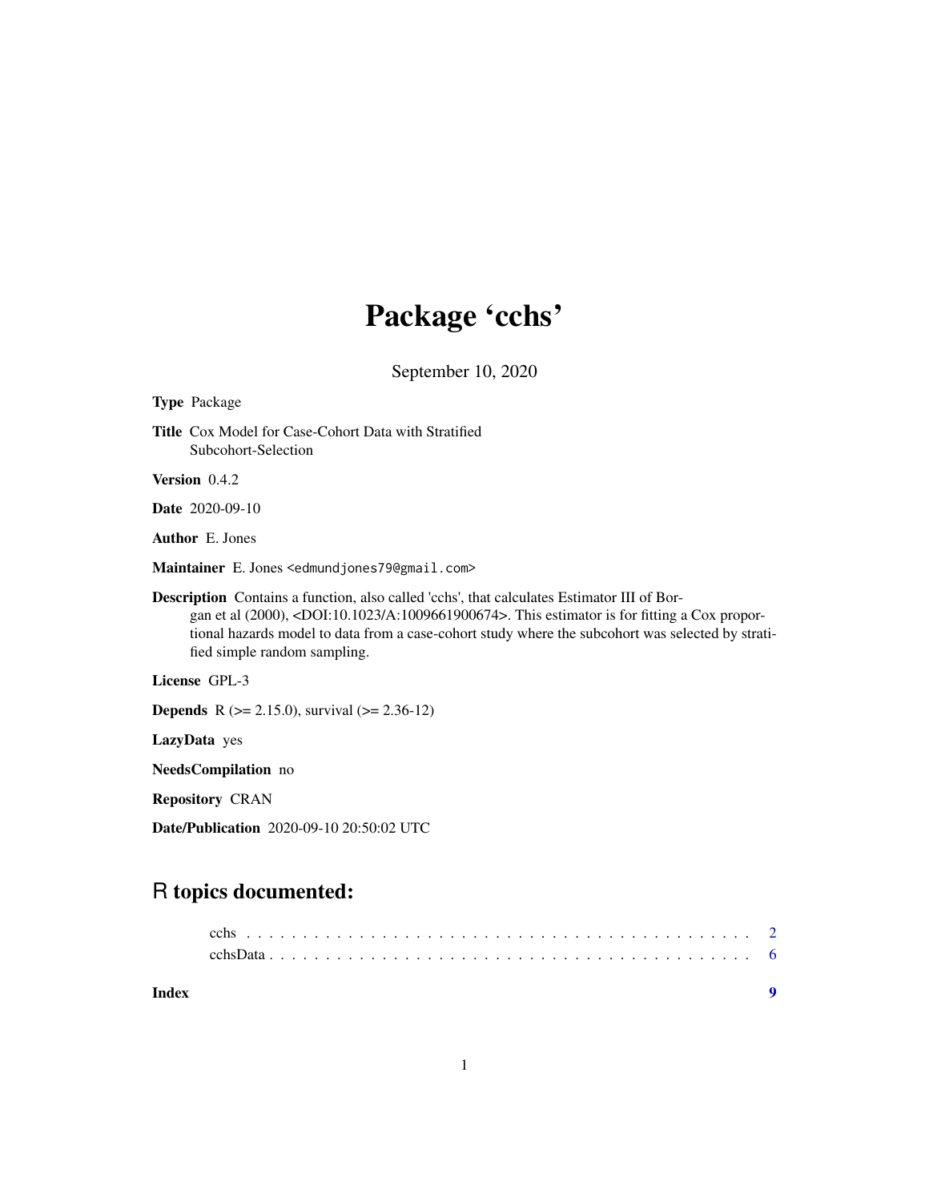# Package 'cchs'

September 10, 2020

**Type** Package

**Title** Cox Model for Case-Cohort Data with Stratified Subcohort-Selection

**Version** 0.4.2

**Date** 2020-09-10

**Author** E. Jones

**Maintainer** E. Jones <edmundjones79@gmail.com>

**Description** Contains a function, also called 'cchs', that calculates Estimator III of Borgan et al (2000), <DOI:10.1023/A:1009661900674>. This estimator is for fitting a Cox proportional hazards model to data from a case-cohort study where the subcohort was selected by stratified simple random sampling.

**License** GPL-3

**Depends** R (>= 2.15.0), survival (>= 2.36-12)

**LazyData** yes

**NeedsCompilation** no

**Repository** CRAN

**Date/Publication** 2020-09-10 20:50:02 UTC

## R topics documented:

cchs . . . . . . . . . . . . . . . . . . . . . . . . . . . . . . . . . . . . . . . . . . 2
cchsData . . . . . . . . . . . . . . . . . . . . . . . . . . . . . . . . . . . . . . . . 6

**Index** **9**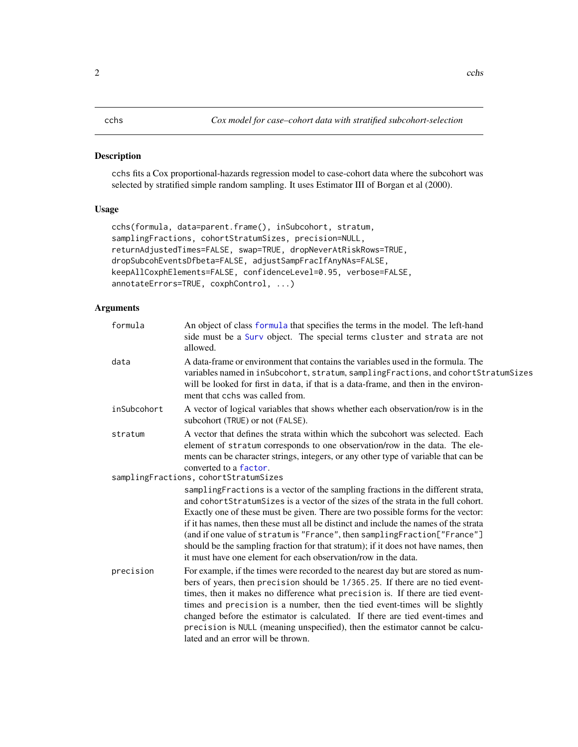cchs *Cox model for case–cohort data with stratified subcohort-selection*

## Description

cchs fits a Cox proportional-hazards regression model to case-cohort data where the subcohort was selected by stratified simple random sampling. It uses Estimator III of Borgan et al (2000).

## Usage

```
cchs(formula, data=parent.frame(), inSubcohort, stratum,
samplingFractions, cohortStratumSizes, precision=NULL,
returnAdjustedTimes=FALSE, swap=TRUE, dropNeverAtRiskRows=TRUE,
dropSubcohEventsDfbeta=FALSE, adjustSampFracIfAnyNAs=FALSE,
keepAllCoxphElements=FALSE, confidenceLevel=0.95, verbose=FALSE,
annotateErrors=TRUE, coxphControl, ...)
```

## Arguments

| | |
|---|---|
| `formula` | An object of class `formula` that specifies the terms in the model. The left-hand side must be a `Surv` object. The special terms `cluster` and `strata` are not allowed. |
| `data` | A data-frame or environment that contains the variables used in the formula. The variables named in `inSubcohort`, `stratum`, `samplingFractions`, and `cohortStratumSizes` will be looked for first in `data`, if that is a data-frame, and then in the environment that `cchs` was called from. |
| `inSubcohort` | A vector of logical variables that shows whether each observation/row is in the subcohort (`TRUE`) or not (`FALSE`). |
| `stratum` | A vector that defines the strata within which the subcohort was selected. Each element of `stratum` corresponds to one observation/row in the data. The elements can be character strings, integers, or any other type of variable that can be converted to a `factor`. |
| `samplingFractions, cohortStratumSizes` | `samplingFractions` is a vector of the sampling fractions in the different strata, and `cohortStratumSizes` is a vector of the sizes of the strata in the full cohort. Exactly one of these must be given. There are two possible forms for the vector: if it has names, then these must all be distinct and include the names of the strata (and if one value of `stratum` is `"France"`, then `samplingFraction["France"]` should be the sampling fraction for that stratum); if it does not have names, then it must have one element for each observation/row in the data. |
| `precision` | For example, if the times were recorded to the nearest day but are stored as numbers of years, then `precision` should be `1/365.25`. If there are no tied event-times, then it makes no difference what `precision` is. If there are tied event-times and `precision` is a number, then the tied event-times will be slightly changed before the estimator is calculated. If there are tied event-times and `precision` is `NULL` (meaning unspecified), then the estimator cannot be calculated and an error will be thrown. |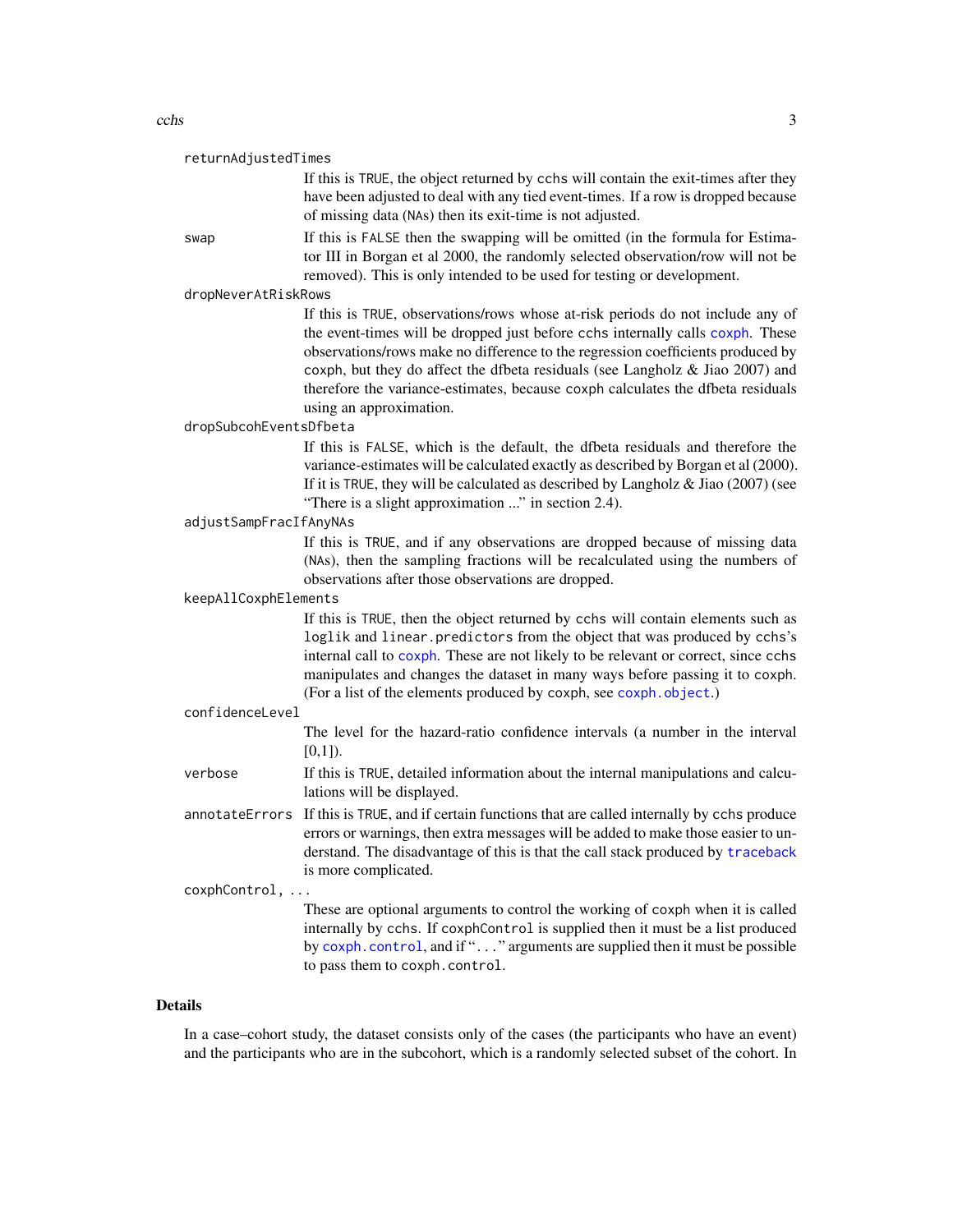`returnAdjustedTimes`
: If this is `TRUE`, the object returned by `cchs` will contain the exit-times after they have been adjusted to deal with any tied event-times. If a row is dropped because of missing data (`NA`s) then its exit-time is not adjusted.

`swap`
: If this is `FALSE` then the swapping will be omitted (in the formula for Estimator III in Borgan et al 2000, the randomly selected observation/row will not be removed). This is only intended to be used for testing or development.

`dropNeverAtRiskRows`
: If this is `TRUE`, observations/rows whose at-risk periods do not include any of the event-times will be dropped just before `cchs` internally calls `coxph`. These observations/rows make no difference to the regression coefficients produced by `coxph`, but they do affect the dfbeta residuals (see Langholz & Jiao 2007) and therefore the variance-estimates, because `coxph` calculates the dfbeta residuals using an approximation.

`dropSubcohEventsDfbeta`
: If this is `FALSE`, which is the default, the dfbeta residuals and therefore the variance-estimates will be calculated exactly as described by Borgan et al (2000). If it is `TRUE`, they will be calculated as described by Langholz & Jiao (2007) (see "There is a slight approximation ..." in section 2.4).

`adjustSampFracIfAnyNAs`
: If this is `TRUE`, and if any observations are dropped because of missing data (`NA`s), then the sampling fractions will be recalculated using the numbers of observations after those observations are dropped.

`keepAllCoxphElements`
: If this is `TRUE`, then the object returned by `cchs` will contain elements such as `loglik` and `linear.predictors` from the object that was produced by `cchs`'s internal call to `coxph`. These are not likely to be relevant or correct, since `cchs` manipulates and changes the dataset in many ways before passing it to `coxph`. (For a list of the elements produced by `coxph`, see `coxph.object`.)

`confidenceLevel`
: The level for the hazard-ratio confidence intervals (a number in the interval [0,1]).

`verbose`
: If this is `TRUE`, detailed information about the internal manipulations and calculations will be displayed.

`annotateErrors`
: If this is `TRUE`, and if certain functions that are called internally by `cchs` produce errors or warnings, then extra messages will be added to make those easier to understand. The disadvantage of this is that the call stack produced by `traceback` is more complicated.

`coxphControl, ...`
: These are optional arguments to control the working of `coxph` when it is called internally by `cchs`. If `coxphControl` is supplied then it must be a list produced by `coxph.control`, and if "`...`" arguments are supplied then it must be possible to pass them to `coxph.control`.

## Details

In a case–cohort study, the dataset consists only of the cases (the participants who have an event) and the participants who are in the subcohort, which is a randomly selected subset of the cohort. In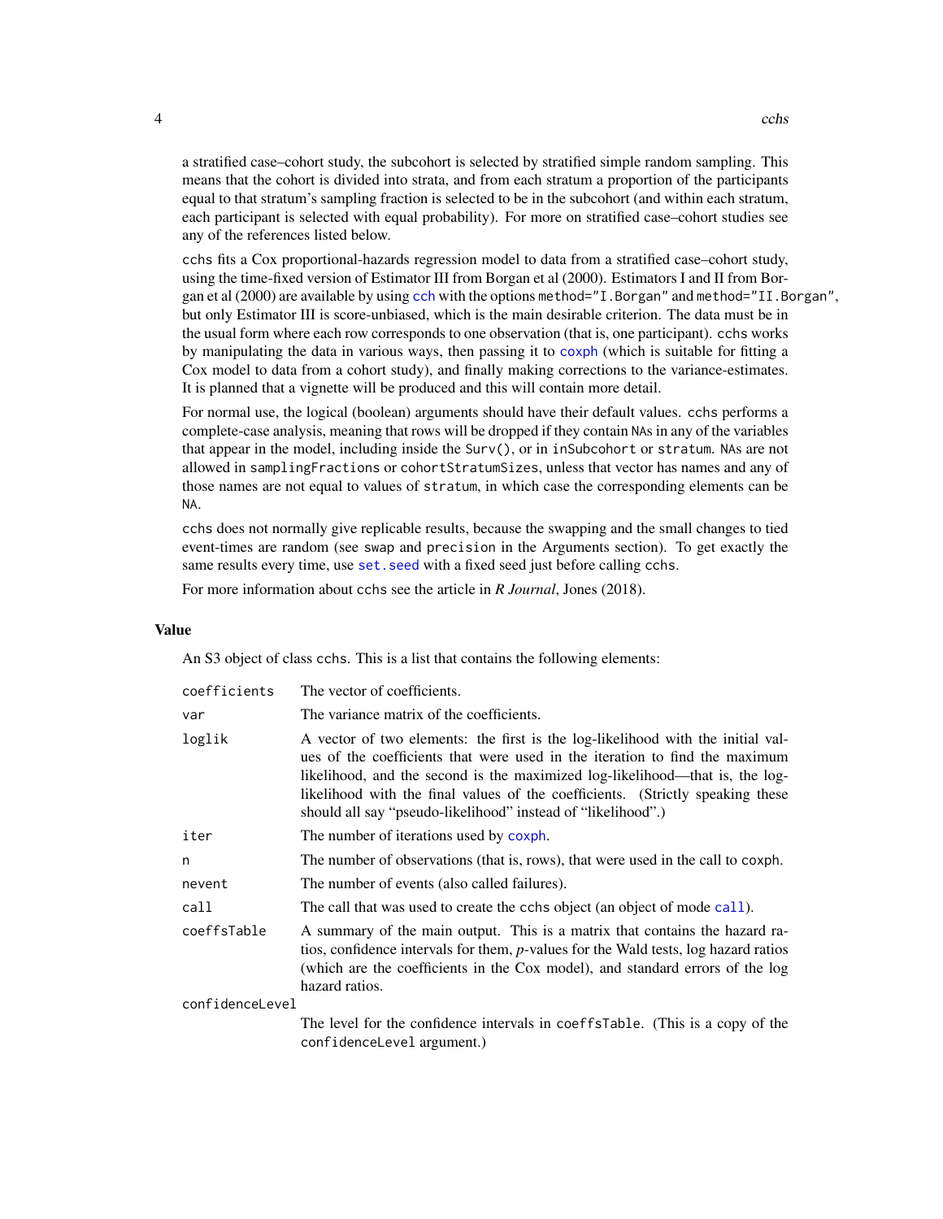a stratified case–cohort study, the subcohort is selected by stratified simple random sampling. This means that the cohort is divided into strata, and from each stratum a proportion of the participants equal to that stratum's sampling fraction is selected to be in the subcohort (and within each stratum, each participant is selected with equal probability). For more on stratified case–cohort studies see any of the references listed below.

`cchs` fits a Cox proportional-hazards regression model to data from a stratified case–cohort study, using the time-fixed version of Estimator III from Borgan et al (2000). Estimators I and II from Borgan et al (2000) are available by using `cch` with the options `method="I.Borgan"` and `method="II.Borgan"`, but only Estimator III is score-unbiased, which is the main desirable criterion. The data must be in the usual form where each row corresponds to one observation (that is, one participant). `cchs` works by manipulating the data in various ways, then passing it to `coxph` (which is suitable for fitting a Cox model to data from a cohort study), and finally making corrections to the variance-estimates. It is planned that a vignette will be produced and this will contain more detail.

For normal use, the logical (boolean) arguments should have their default values. `cchs` performs a complete-case analysis, meaning that rows will be dropped if they contain `NA`s in any of the variables that appear in the model, including inside the `Surv()`, or in `inSubcohort` or `stratum`. `NA`s are not allowed in `samplingFractions` or `cohortStratumSizes`, unless that vector has names and any of those names are not equal to values of `stratum`, in which case the corresponding elements can be `NA`.

`cchs` does not normally give replicable results, because the swapping and the small changes to tied event-times are random (see `swap` and `precision` in the Arguments section). To get exactly the same results every time, use `set.seed` with a fixed seed just before calling `cchs`.

For more information about `cchs` see the article in *R Journal*, Jones (2018).

## Value

An S3 object of class `cchs`. This is a list that contains the following elements:

| | |
|---|---|
| `coefficients` | The vector of coefficients. |
| `var` | The variance matrix of the coefficients. |
| `loglik` | A vector of two elements: the first is the log-likelihood with the initial values of the coefficients that were used in the iteration to find the maximum likelihood, and the second is the maximized log-likelihood—that is, the log-likelihood with the final values of the coefficients. (Strictly speaking these should all say "pseudo-likelihood" instead of "likelihood".) |
| `iter` | The number of iterations used by `coxph`. |
| `n` | The number of observations (that is, rows), that were used in the call to `coxph`. |
| `nevent` | The number of events (also called failures). |
| `call` | The call that was used to create the `cchs` object (an object of mode `call`). |
| `coeffsTable` | A summary of the main output. This is a matrix that contains the hazard ratios, confidence intervals for them, *p*-values for the Wald tests, log hazard ratios (which are the coefficients in the Cox model), and standard errors of the log hazard ratios. |
| `confidenceLevel` | The level for the confidence intervals in `coeffsTable`. (This is a copy of the `confidenceLevel` argument.) |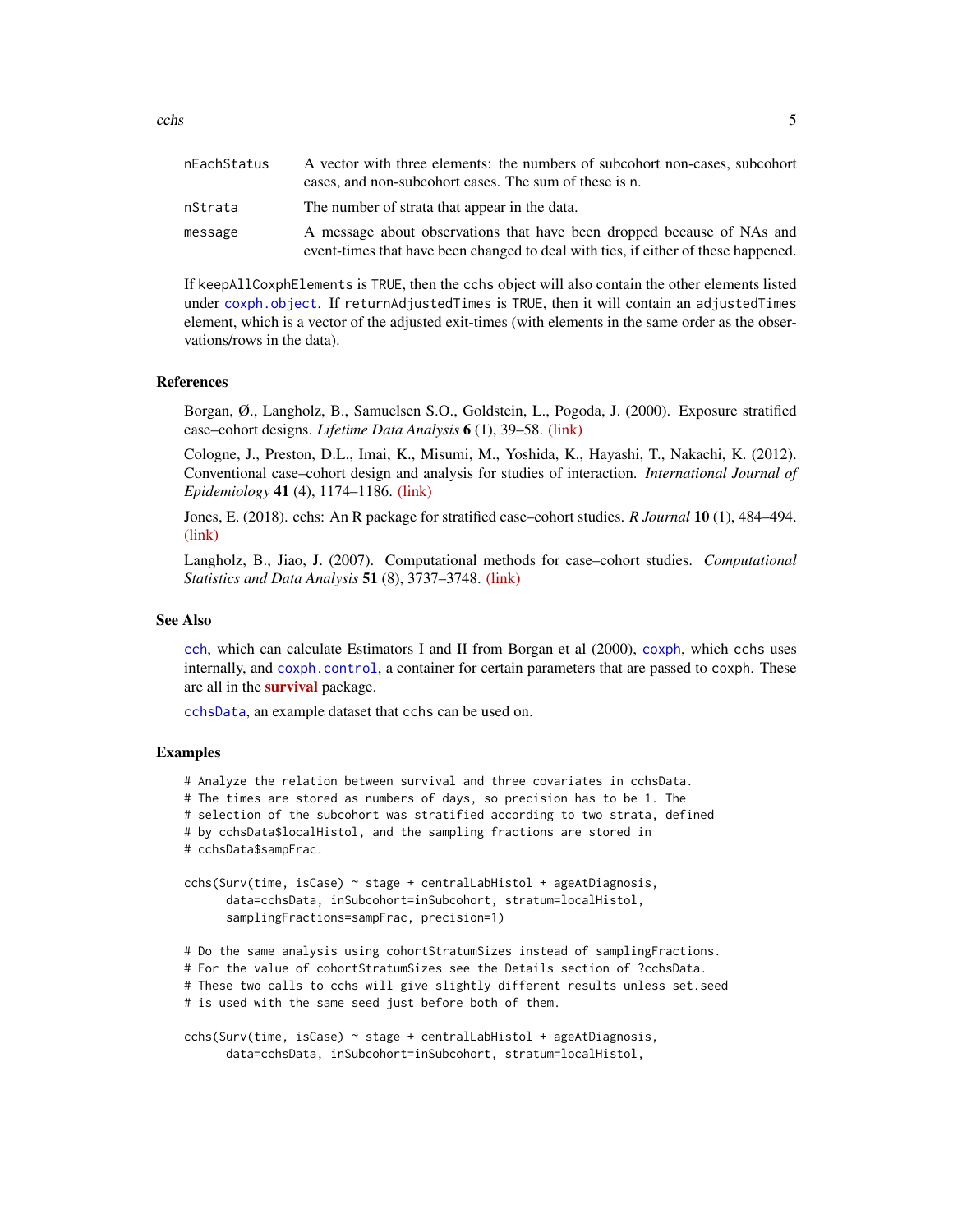| | |
|---|---|
| nEachStatus | A vector with three elements: the numbers of subcohort non-cases, subcohort cases, and non-subcohort cases. The sum of these is n. |
| nStrata | The number of strata that appear in the data. |
| message | A message about observations that have been dropped because of NAs and event-times that have been changed to deal with ties, if either of these happened. |

If keepAllCoxphElements is TRUE, then the cchs object will also contain the other elements listed under coxph.object. If returnAdjustedTimes is TRUE, then it will contain an adjustedTimes element, which is a vector of the adjusted exit-times (with elements in the same order as the observations/rows in the data).

## References

Borgan, Ø., Langholz, B., Samuelsen S.O., Goldstein, L., Pogoda, J. (2000). Exposure stratified case–cohort designs. *Lifetime Data Analysis* **6** (1), 39–58. (link)

Cologne, J., Preston, D.L., Imai, K., Misumi, M., Yoshida, K., Hayashi, T., Nakachi, K. (2012). Conventional case–cohort design and analysis for studies of interaction. *International Journal of Epidemiology* **41** (4), 1174–1186. (link)

Jones, E. (2018). cchs: An R package for stratified case–cohort studies. *R Journal* **10** (1), 484–494. (link)

Langholz, B., Jiao, J. (2007). Computational methods for case–cohort studies. *Computational Statistics and Data Analysis* **51** (8), 3737–3748. (link)

## See Also

cch, which can calculate Estimators I and II from Borgan et al (2000), coxph, which cchs uses internally, and coxph.control, a container for certain parameters that are passed to coxph. These are all in the **survival** package.

cchsData, an example dataset that cchs can be used on.

## Examples

```
# Analyze the relation between survival and three covariates in cchsData.
# The times are stored as numbers of days, so precision has to be 1. The
# selection of the subcohort was stratified according to two strata, defined
# by cchsData$localHistol, and the sampling fractions are stored in
# cchsData$sampFrac.

cchs(Surv(time, isCase) ~ stage + centralLabHistol + ageAtDiagnosis,
      data=cchsData, inSubcohort=inSubcohort, stratum=localHistol,
      samplingFractions=sampFrac, precision=1)

# Do the same analysis using cohortStratumSizes instead of samplingFractions.
# For the value of cohortStratumSizes see the Details section of ?cchsData.
# These two calls to cchs will give slightly different results unless set.seed
# is used with the same seed just before both of them.

cchs(Surv(time, isCase) ~ stage + centralLabHistol + ageAtDiagnosis,
      data=cchsData, inSubcohort=inSubcohort, stratum=localHistol,
```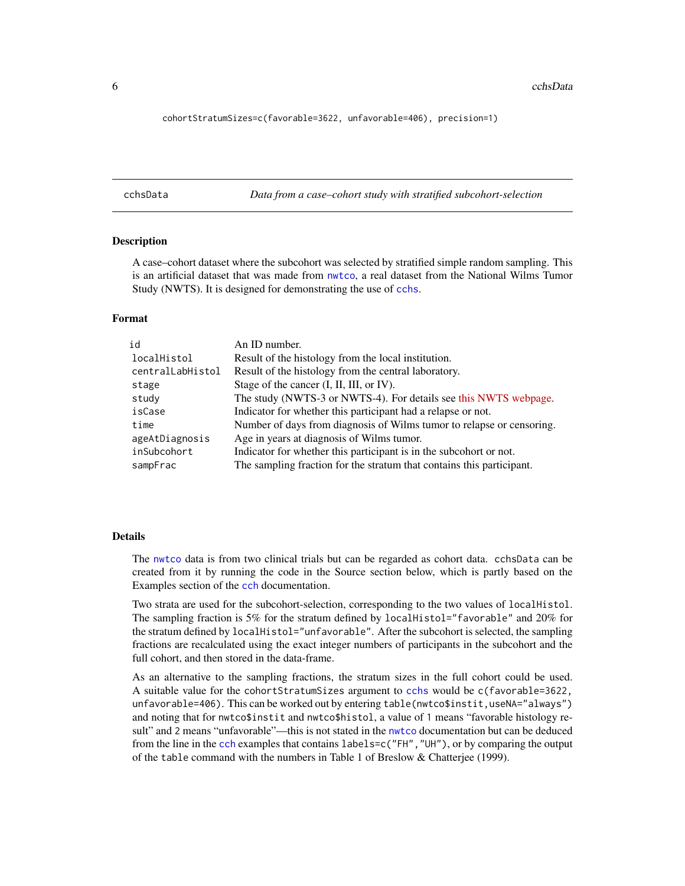```
cohortStratumSizes=c(favorable=3622, unfavorable=406), precision=1)
```

## cchsData — *Data from a case–cohort study with stratified subcohort-selection*

### Description

A case–cohort dataset where the subcohort was selected by stratified simple random sampling. This is an artificial dataset that was made from nwtco, a real dataset from the National Wilms Tumor Study (NWTS). It is designed for demonstrating the use of cchs.

### Format

| | |
|---|---|
| id | An ID number. |
| localHistol | Result of the histology from the local institution. |
| centralLabHistol | Result of the histology from the central laboratory. |
| stage | Stage of the cancer (I, II, III, or IV). |
| study | The study (NWTS-3 or NWTS-4). For details see this NWTS webpage. |
| isCase | Indicator for whether this participant had a relapse or not. |
| time | Number of days from diagnosis of Wilms tumor to relapse or censoring. |
| ageAtDiagnosis | Age in years at diagnosis of Wilms tumor. |
| inSubcohort | Indicator for whether this participant is in the subcohort or not. |
| sampFrac | The sampling fraction for the stratum that contains this participant. |

### Details

The nwtco data is from two clinical trials but can be regarded as cohort data. cchsData can be created from it by running the code in the Source section below, which is partly based on the Examples section of the cch documentation.

Two strata are used for the subcohort-selection, corresponding to the two values of localHistol. The sampling fraction is 5% for the stratum defined by localHistol="favorable" and 20% for the stratum defined by localHistol="unfavorable". After the subcohort is selected, the sampling fractions are recalculated using the exact integer numbers of participants in the subcohort and the full cohort, and then stored in the data-frame.

As an alternative to the sampling fractions, the stratum sizes in the full cohort could be used. A suitable value for the cohortStratumSizes argument to cchs would be c(favorable=3622, unfavorable=406). This can be worked out by entering table(nwtco$instit,useNA="always") and noting that for nwtco$instit and nwtco$histol, a value of 1 means "favorable histology result" and 2 means "unfavorable"—this is not stated in the nwtco documentation but can be deduced from the line in the cch examples that contains labels=c("FH","UH"), or by comparing the output of the table command with the numbers in Table 1 of Breslow & Chatterjee (1999).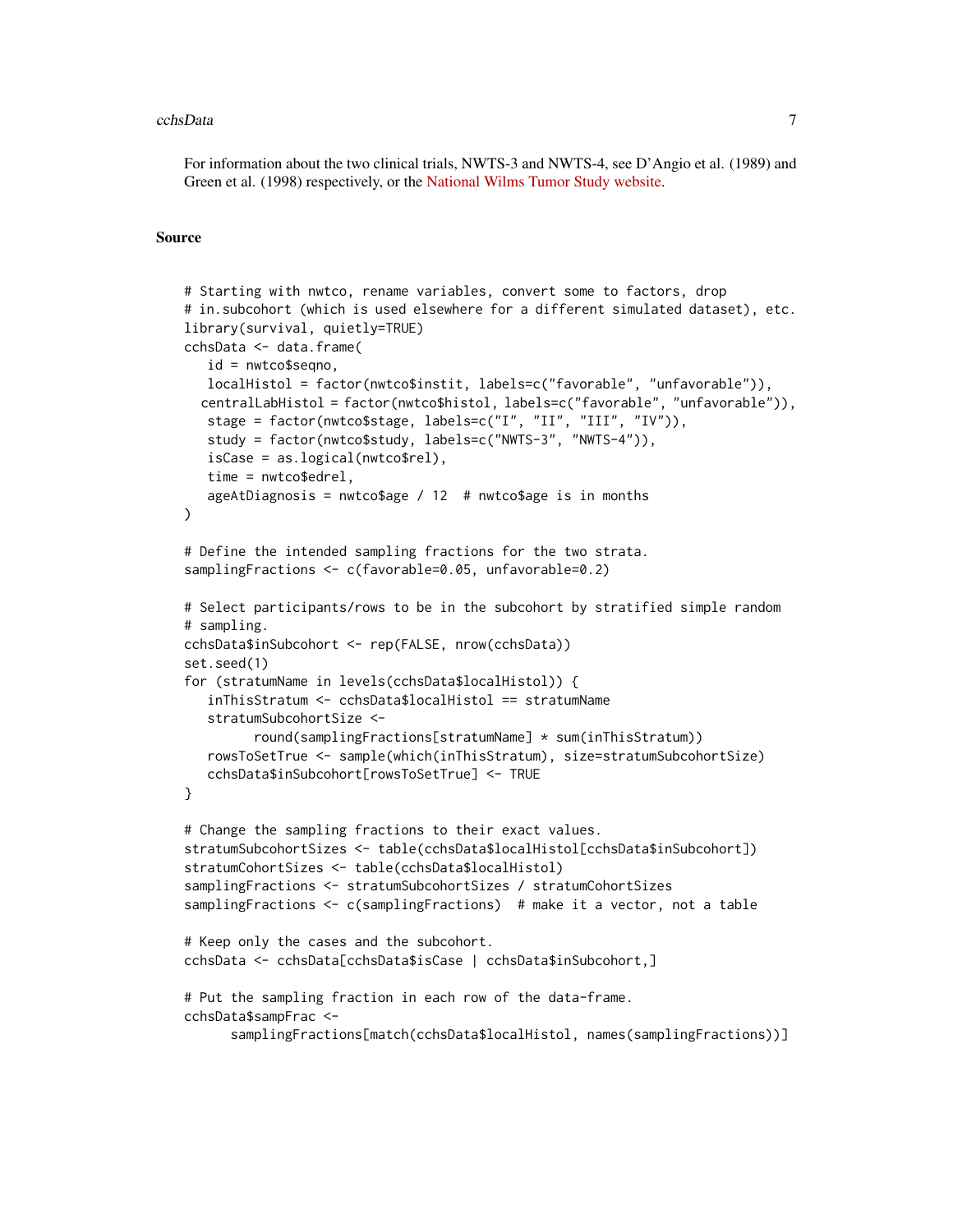For information about the two clinical trials, NWTS-3 and NWTS-4, see D'Angio et al. (1989) and Green et al. (1998) respectively, or the National Wilms Tumor Study website.

## Source

```
# Starting with nwtco, rename variables, convert some to factors, drop
# in.subcohort (which is used elsewhere for a different simulated dataset), etc.
library(survival, quietly=TRUE)
cchsData <- data.frame(
   id = nwtco$seqno,
   localHistol = factor(nwtco$instit, labels=c("favorable", "unfavorable")),
  centralLabHistol = factor(nwtco$histol, labels=c("favorable", "unfavorable")),
   stage = factor(nwtco$stage, labels=c("I", "II", "III", "IV")),
   study = factor(nwtco$study, labels=c("NWTS-3", "NWTS-4")),
   isCase = as.logical(nwtco$rel),
   time = nwtco$edrel,
   ageAtDiagnosis = nwtco$age / 12  # nwtco$age is in months
)

# Define the intended sampling fractions for the two strata.
samplingFractions <- c(favorable=0.05, unfavorable=0.2)

# Select participants/rows to be in the subcohort by stratified simple random
# sampling.
cchsData$inSubcohort <- rep(FALSE, nrow(cchsData))
set.seed(1)
for (stratumName in levels(cchsData$localHistol)) {
   inThisStratum <- cchsData$localHistol == stratumName
   stratumSubcohortSize <-
         round(samplingFractions[stratumName] * sum(inThisStratum))
   rowsToSetTrue <- sample(which(inThisStratum), size=stratumSubcohortSize)
   cchsData$inSubcohort[rowsToSetTrue] <- TRUE
}

# Change the sampling fractions to their exact values.
stratumSubcohortSizes <- table(cchsData$localHistol[cchsData$inSubcohort])
stratumCohortSizes <- table(cchsData$localHistol)
samplingFractions <- stratumSubcohortSizes / stratumCohortSizes
samplingFractions <- c(samplingFractions)  # make it a vector, not a table

# Keep only the cases and the subcohort.
cchsData <- cchsData[cchsData$isCase | cchsData$inSubcohort,]

# Put the sampling fraction in each row of the data-frame.
cchsData$sampFrac <-
      samplingFractions[match(cchsData$localHistol, names(samplingFractions))]
```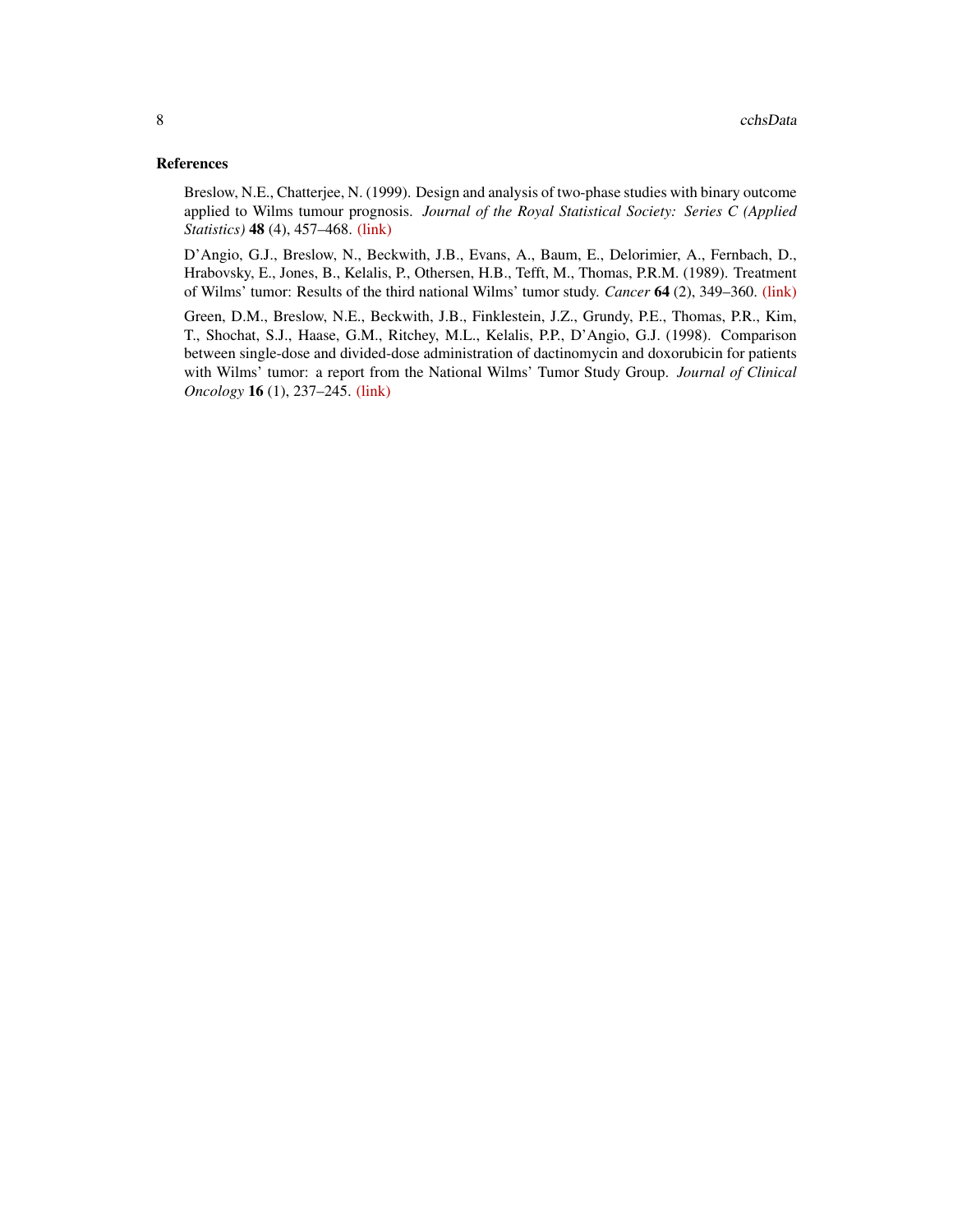### References

Breslow, N.E., Chatterjee, N. (1999). Design and analysis of two-phase studies with binary outcome applied to Wilms tumour prognosis. *Journal of the Royal Statistical Society: Series C (Applied Statistics)* **48** (4), 457–468. (link)

D'Angio, G.J., Breslow, N., Beckwith, J.B., Evans, A., Baum, E., Delorimier, A., Fernbach, D., Hrabovsky, E., Jones, B., Kelalis, P., Othersen, H.B., Tefft, M., Thomas, P.R.M. (1989). Treatment of Wilms' tumor: Results of the third national Wilms' tumor study. *Cancer* **64** (2), 349–360. (link)

Green, D.M., Breslow, N.E., Beckwith, J.B., Finklestein, J.Z., Grundy, P.E., Thomas, P.R., Kim, T., Shochat, S.J., Haase, G.M., Ritchey, M.L., Kelalis, P.P., D'Angio, G.J. (1998). Comparison between single-dose and divided-dose administration of dactinomycin and doxorubicin for patients with Wilms' tumor: a report from the National Wilms' Tumor Study Group. *Journal of Clinical Oncology* **16** (1), 237–245. (link)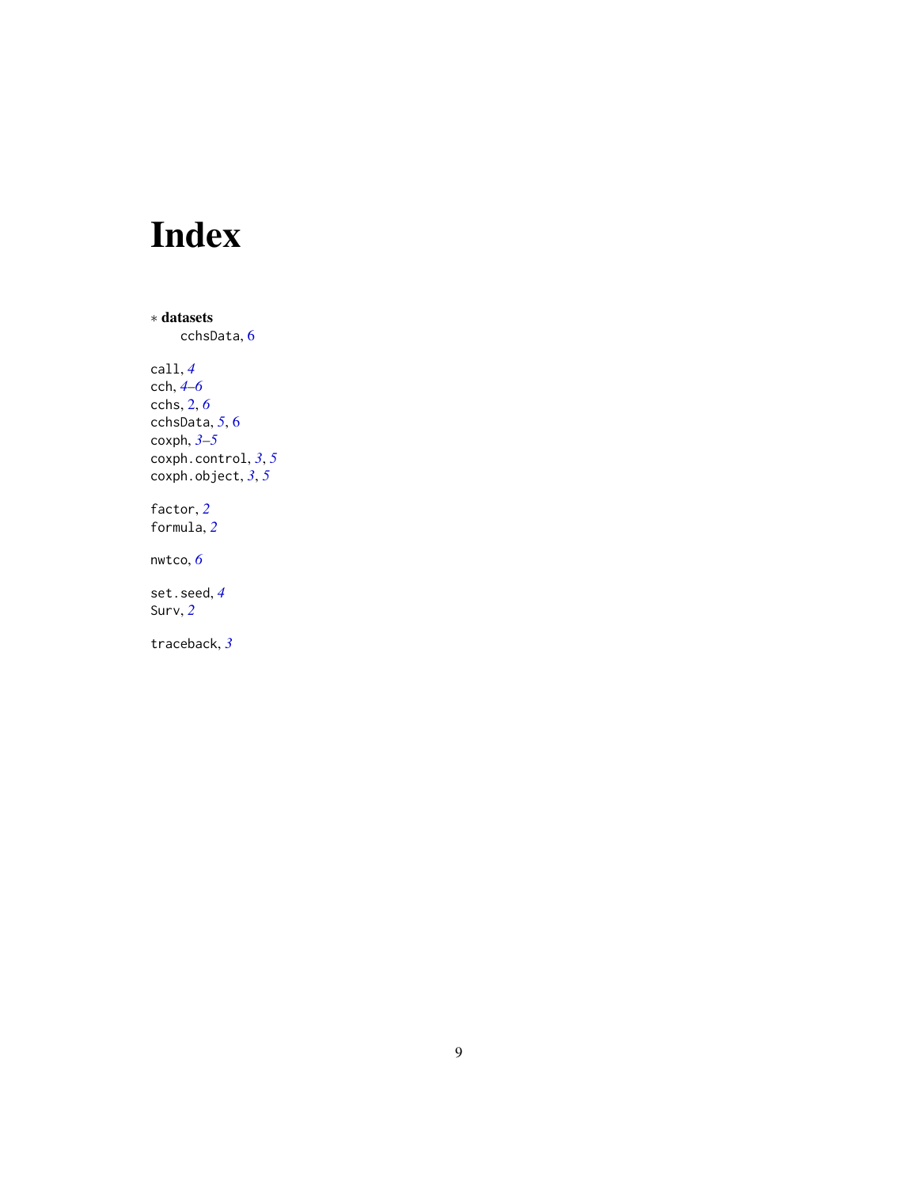# Index

∗ **datasets**

  cchsData, 6

call, *4*
cch, *4–6*
cchs, 2, *6*
cchsData, *5*, 6
coxph, *3–5*
coxph.control, *3*, *5*
coxph.object, *3*, *5*

factor, *2*
formula, *2*

nwtco, *6*

set.seed, *4*
Surv, *2*

traceback, *3*